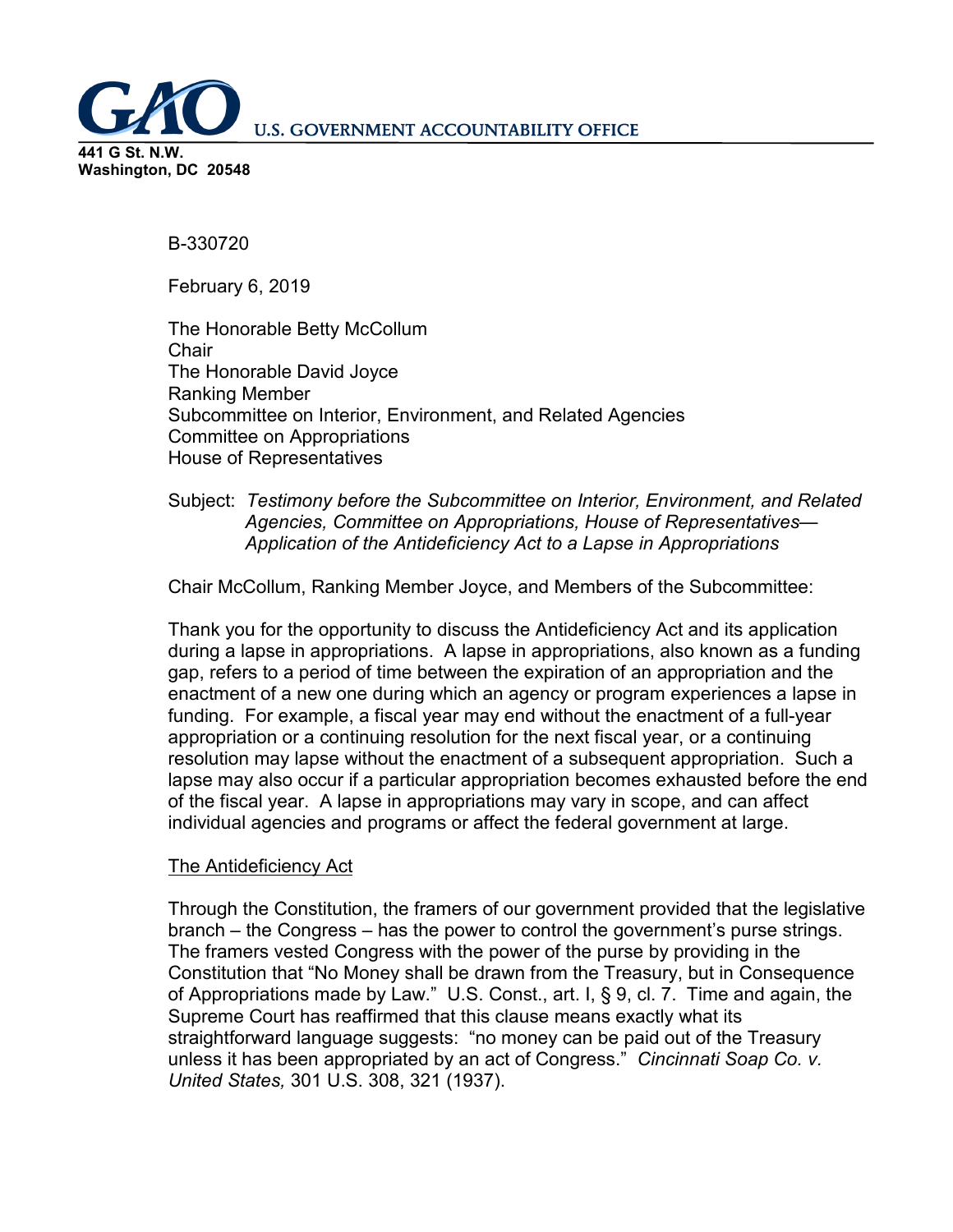**U.S. GOVERNMENT ACCOUNTABILITY OFFICE**

**441 G St. N.W.**
**Washington, DC 20548**

B-330720

February 6, 2019

The Honorable Betty McCollum
Chair
The Honorable David Joyce
Ranking Member
Subcommittee on Interior, Environment, and Related Agencies
Committee on Appropriations
House of Representatives

Subject: *Testimony before the Subcommittee on Interior, Environment, and Related Agencies, Committee on Appropriations, House of Representatives— Application of the Antideficiency Act to a Lapse in Appropriations*

Chair McCollum, Ranking Member Joyce, and Members of the Subcommittee:

Thank you for the opportunity to discuss the Antideficiency Act and its application during a lapse in appropriations. A lapse in appropriations, also known as a funding gap, refers to a period of time between the expiration of an appropriation and the enactment of a new one during which an agency or program experiences a lapse in funding. For example, a fiscal year may end without the enactment of a full-year appropriation or a continuing resolution for the next fiscal year, or a continuing resolution may lapse without the enactment of a subsequent appropriation. Such a lapse may also occur if a particular appropriation becomes exhausted before the end of the fiscal year. A lapse in appropriations may vary in scope, and can affect individual agencies and programs or affect the federal government at large.

## The Antideficiency Act

Through the Constitution, the framers of our government provided that the legislative branch – the Congress – has the power to control the government's purse strings. The framers vested Congress with the power of the purse by providing in the Constitution that "No Money shall be drawn from the Treasury, but in Consequence of Appropriations made by Law." U.S. Const., art. I, § 9, cl. 7. Time and again, the Supreme Court has reaffirmed that this clause means exactly what its straightforward language suggests: "no money can be paid out of the Treasury unless it has been appropriated by an act of Congress." *Cincinnati Soap Co. v. United States,* 301 U.S. 308, 321 (1937).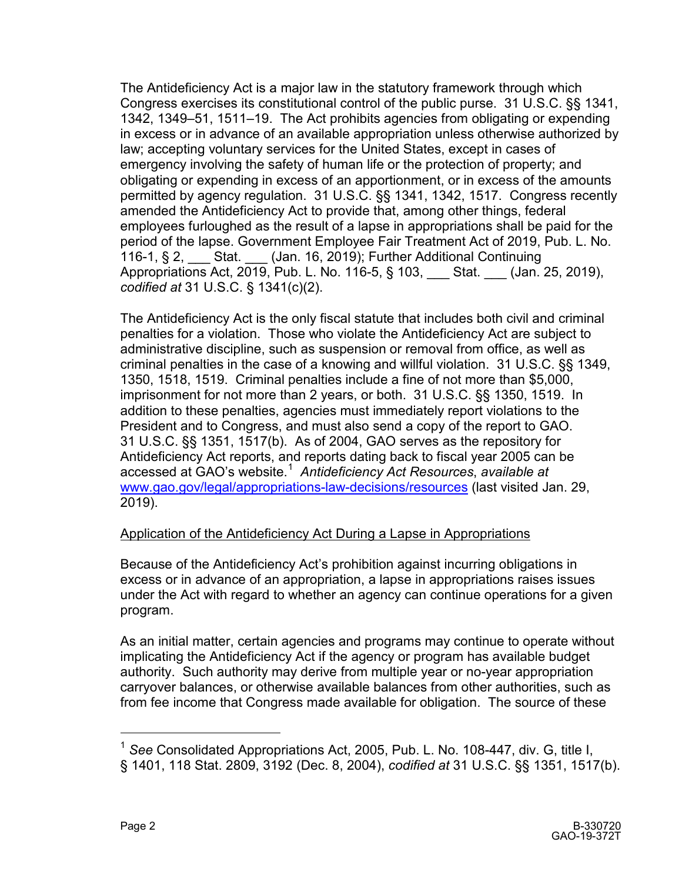The Antideficiency Act is a major law in the statutory framework through which Congress exercises its constitutional control of the public purse. 31 U.S.C. §§ 1341, 1342, 1349–51, 1511–19. The Act prohibits agencies from obligating or expending in excess or in advance of an available appropriation unless otherwise authorized by law; accepting voluntary services for the United States, except in cases of emergency involving the safety of human life or the protection of property; and obligating or expending in excess of an apportionment, or in excess of the amounts permitted by agency regulation. 31 U.S.C. §§ 1341, 1342, 1517. Congress recently amended the Antideficiency Act to provide that, among other things, federal employees furloughed as the result of a lapse in appropriations shall be paid for the period of the lapse. Government Employee Fair Treatment Act of 2019, Pub. L. No. 116-1, § 2, ___ Stat. ___ (Jan. 16, 2019); Further Additional Continuing Appropriations Act, 2019, Pub. L. No. 116-5, § 103, ___ Stat. ___ (Jan. 25, 2019), *codified at* 31 U.S.C. § 1341(c)(2).

The Antideficiency Act is the only fiscal statute that includes both civil and criminal penalties for a violation. Those who violate the Antideficiency Act are subject to administrative discipline, such as suspension or removal from office, as well as criminal penalties in the case of a knowing and willful violation. 31 U.S.C. §§ 1349, 1350, 1518, 1519. Criminal penalties include a fine of not more than $5,000, imprisonment for not more than 2 years, or both. 31 U.S.C. §§ 1350, 1519. In addition to these penalties, agencies must immediately report violations to the President and to Congress, and must also send a copy of the report to GAO. 31 U.S.C. §§ 1351, 1517(b). As of 2004, GAO serves as the repository for Antideficiency Act reports, and reports dating back to fiscal year 2005 can be accessed at GAO's website.[1] *Antideficiency Act Resources*, *available at* www.gao.gov/legal/appropriations-law-decisions/resources (last visited Jan. 29, 2019).

Application of the Antideficiency Act During a Lapse in Appropriations

Because of the Antideficiency Act's prohibition against incurring obligations in excess or in advance of an appropriation, a lapse in appropriations raises issues under the Act with regard to whether an agency can continue operations for a given program.

As an initial matter, certain agencies and programs may continue to operate without implicating the Antideficiency Act if the agency or program has available budget authority. Such authority may derive from multiple year or no-year appropriation carryover balances, or otherwise available balances from other authorities, such as from fee income that Congress made available for obligation. The source of these

[1] *See* Consolidated Appropriations Act, 2005, Pub. L. No. 108-447, div. G, title I, § 1401, 118 Stat. 2809, 3192 (Dec. 8, 2004), *codified at* 31 U.S.C. §§ 1351, 1517(b).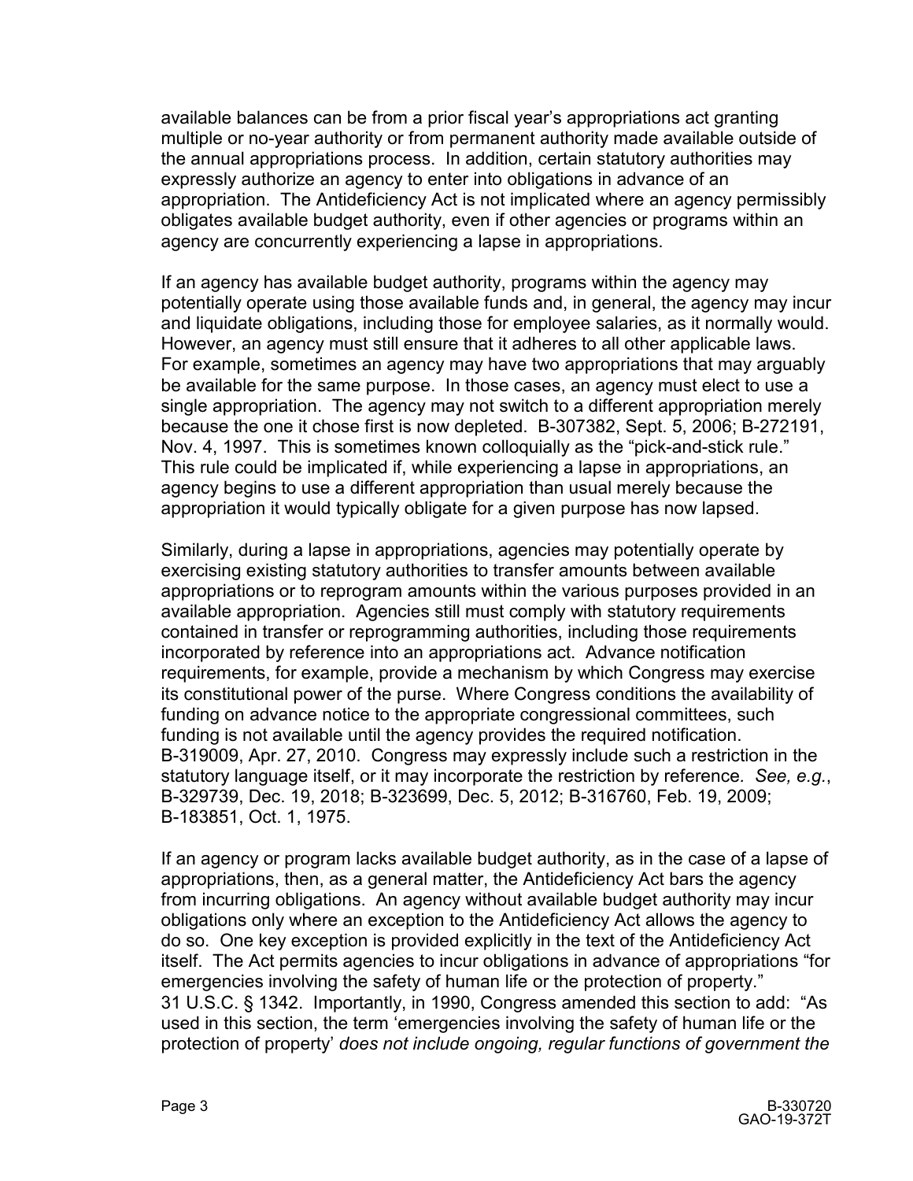available balances can be from a prior fiscal year's appropriations act granting multiple or no-year authority or from permanent authority made available outside of the annual appropriations process. In addition, certain statutory authorities may expressly authorize an agency to enter into obligations in advance of an appropriation. The Antideficiency Act is not implicated where an agency permissibly obligates available budget authority, even if other agencies or programs within an agency are concurrently experiencing a lapse in appropriations.

If an agency has available budget authority, programs within the agency may potentially operate using those available funds and, in general, the agency may incur and liquidate obligations, including those for employee salaries, as it normally would. However, an agency must still ensure that it adheres to all other applicable laws. For example, sometimes an agency may have two appropriations that may arguably be available for the same purpose. In those cases, an agency must elect to use a single appropriation. The agency may not switch to a different appropriation merely because the one it chose first is now depleted. B-307382, Sept. 5, 2006; B-272191, Nov. 4, 1997. This is sometimes known colloquially as the "pick-and-stick rule." This rule could be implicated if, while experiencing a lapse in appropriations, an agency begins to use a different appropriation than usual merely because the appropriation it would typically obligate for a given purpose has now lapsed.

Similarly, during a lapse in appropriations, agencies may potentially operate by exercising existing statutory authorities to transfer amounts between available appropriations or to reprogram amounts within the various purposes provided in an available appropriation. Agencies still must comply with statutory requirements contained in transfer or reprogramming authorities, including those requirements incorporated by reference into an appropriations act. Advance notification requirements, for example, provide a mechanism by which Congress may exercise its constitutional power of the purse. Where Congress conditions the availability of funding on advance notice to the appropriate congressional committees, such funding is not available until the agency provides the required notification. B-319009, Apr. 27, 2010. Congress may expressly include such a restriction in the statutory language itself, or it may incorporate the restriction by reference. *See, e.g.*, B-329739, Dec. 19, 2018; B-323699, Dec. 5, 2012; B-316760, Feb. 19, 2009; B-183851, Oct. 1, 1975.

If an agency or program lacks available budget authority, as in the case of a lapse of appropriations, then, as a general matter, the Antideficiency Act bars the agency from incurring obligations. An agency without available budget authority may incur obligations only where an exception to the Antideficiency Act allows the agency to do so. One key exception is provided explicitly in the text of the Antideficiency Act itself. The Act permits agencies to incur obligations in advance of appropriations "for emergencies involving the safety of human life or the protection of property." 31 U.S.C. § 1342. Importantly, in 1990, Congress amended this section to add: "As used in this section, the term 'emergencies involving the safety of human life or the protection of property' *does not include ongoing, regular functions of government the*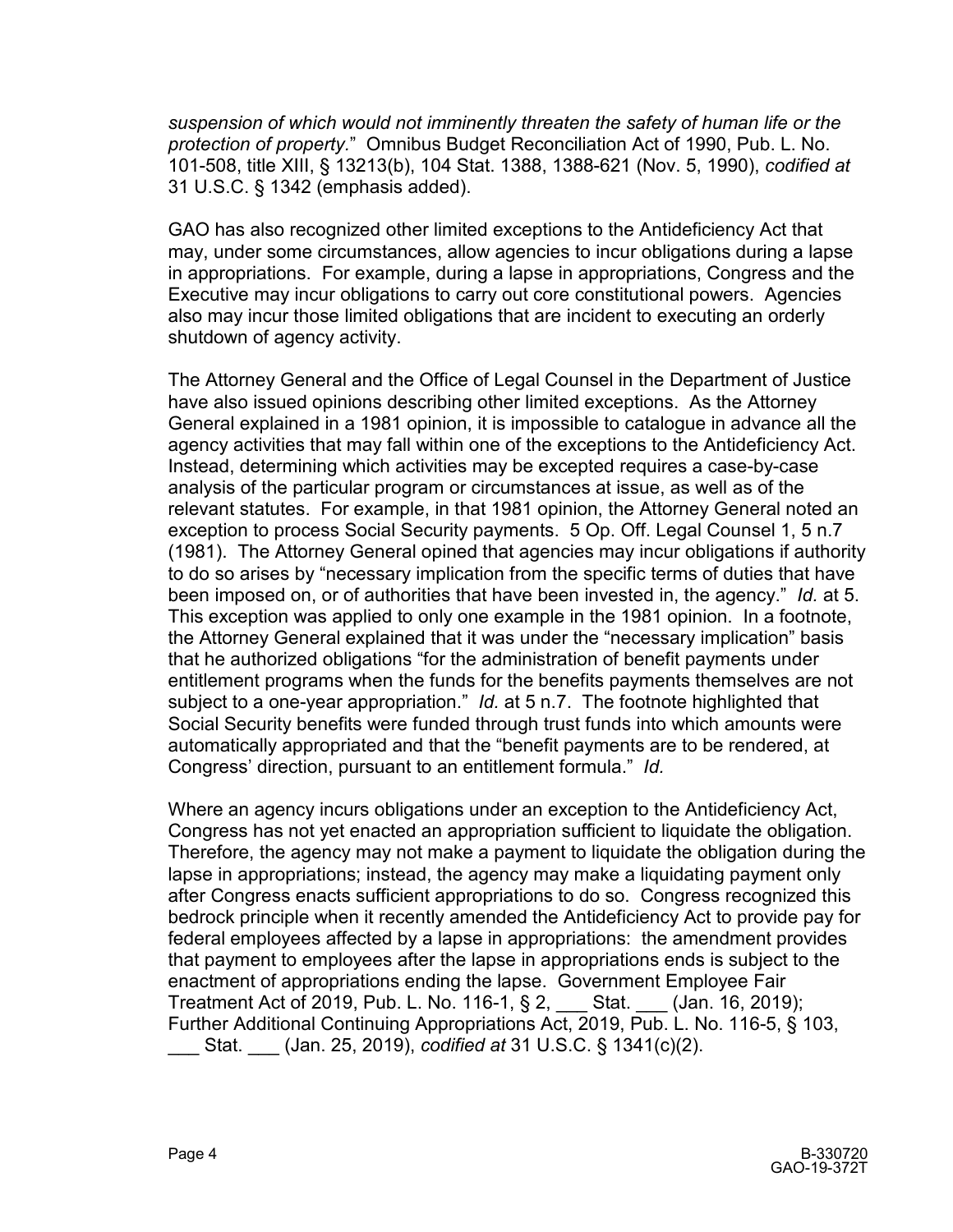*suspension of which would not imminently threaten the safety of human life or the protection of property.*" Omnibus Budget Reconciliation Act of 1990, Pub. L. No. 101-508, title XIII, § 13213(b), 104 Stat. 1388, 1388-621 (Nov. 5, 1990), *codified at* 31 U.S.C. § 1342 (emphasis added).

GAO has also recognized other limited exceptions to the Antideficiency Act that may, under some circumstances, allow agencies to incur obligations during a lapse in appropriations. For example, during a lapse in appropriations, Congress and the Executive may incur obligations to carry out core constitutional powers. Agencies also may incur those limited obligations that are incident to executing an orderly shutdown of agency activity.

The Attorney General and the Office of Legal Counsel in the Department of Justice have also issued opinions describing other limited exceptions. As the Attorney General explained in a 1981 opinion, it is impossible to catalogue in advance all the agency activities that may fall within one of the exceptions to the Antideficiency Act. Instead, determining which activities may be excepted requires a case-by-case analysis of the particular program or circumstances at issue, as well as of the relevant statutes. For example, in that 1981 opinion, the Attorney General noted an exception to process Social Security payments. 5 Op. Off. Legal Counsel 1, 5 n.7 (1981). The Attorney General opined that agencies may incur obligations if authority to do so arises by "necessary implication from the specific terms of duties that have been imposed on, or of authorities that have been invested in, the agency." *Id.* at 5. This exception was applied to only one example in the 1981 opinion. In a footnote, the Attorney General explained that it was under the "necessary implication" basis that he authorized obligations "for the administration of benefit payments under entitlement programs when the funds for the benefits payments themselves are not subject to a one-year appropriation." *Id.* at 5 n.7. The footnote highlighted that Social Security benefits were funded through trust funds into which amounts were automatically appropriated and that the "benefit payments are to be rendered, at Congress' direction, pursuant to an entitlement formula." *Id.*

Where an agency incurs obligations under an exception to the Antideficiency Act, Congress has not yet enacted an appropriation sufficient to liquidate the obligation. Therefore, the agency may not make a payment to liquidate the obligation during the lapse in appropriations; instead, the agency may make a liquidating payment only after Congress enacts sufficient appropriations to do so. Congress recognized this bedrock principle when it recently amended the Antideficiency Act to provide pay for federal employees affected by a lapse in appropriations: the amendment provides that payment to employees after the lapse in appropriations ends is subject to the enactment of appropriations ending the lapse. Government Employee Fair Treatment Act of 2019, Pub. L. No. 116-1, § 2, ___ Stat. ___ (Jan. 16, 2019); Further Additional Continuing Appropriations Act, 2019, Pub. L. No. 116-5, § 103, ___ Stat. ___ (Jan. 25, 2019), *codified at* 31 U.S.C. § 1341(c)(2).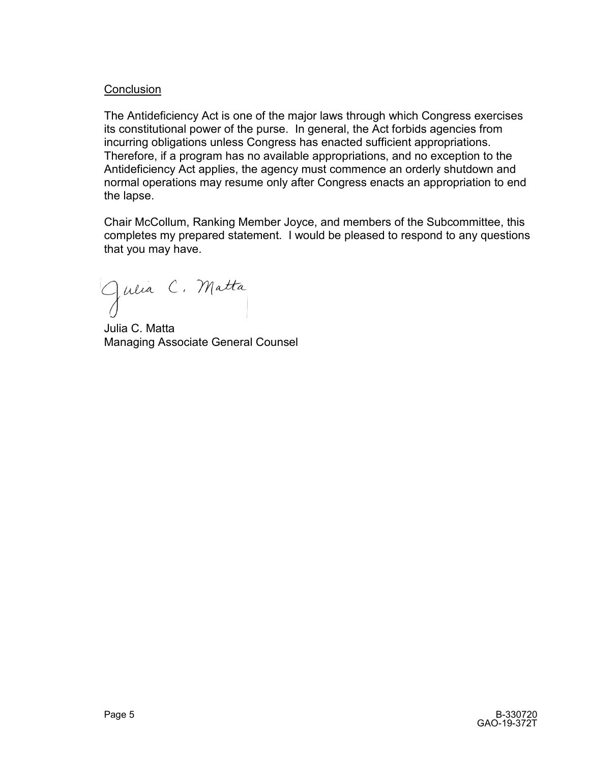Conclusion

The Antideficiency Act is one of the major laws through which Congress exercises its constitutional power of the purse. In general, the Act forbids agencies from incurring obligations unless Congress has enacted sufficient appropriations. Therefore, if a program has no available appropriations, and no exception to the Antideficiency Act applies, the agency must commence an orderly shutdown and normal operations may resume only after Congress enacts an appropriation to end the lapse.

Chair McCollum, Ranking Member Joyce, and members of the Subcommittee, this completes my prepared statement. I would be pleased to respond to any questions that you may have.

Julia C. Matta

Julia C. Matta
Managing Associate General Counsel

B-330720
GAO-19-372T